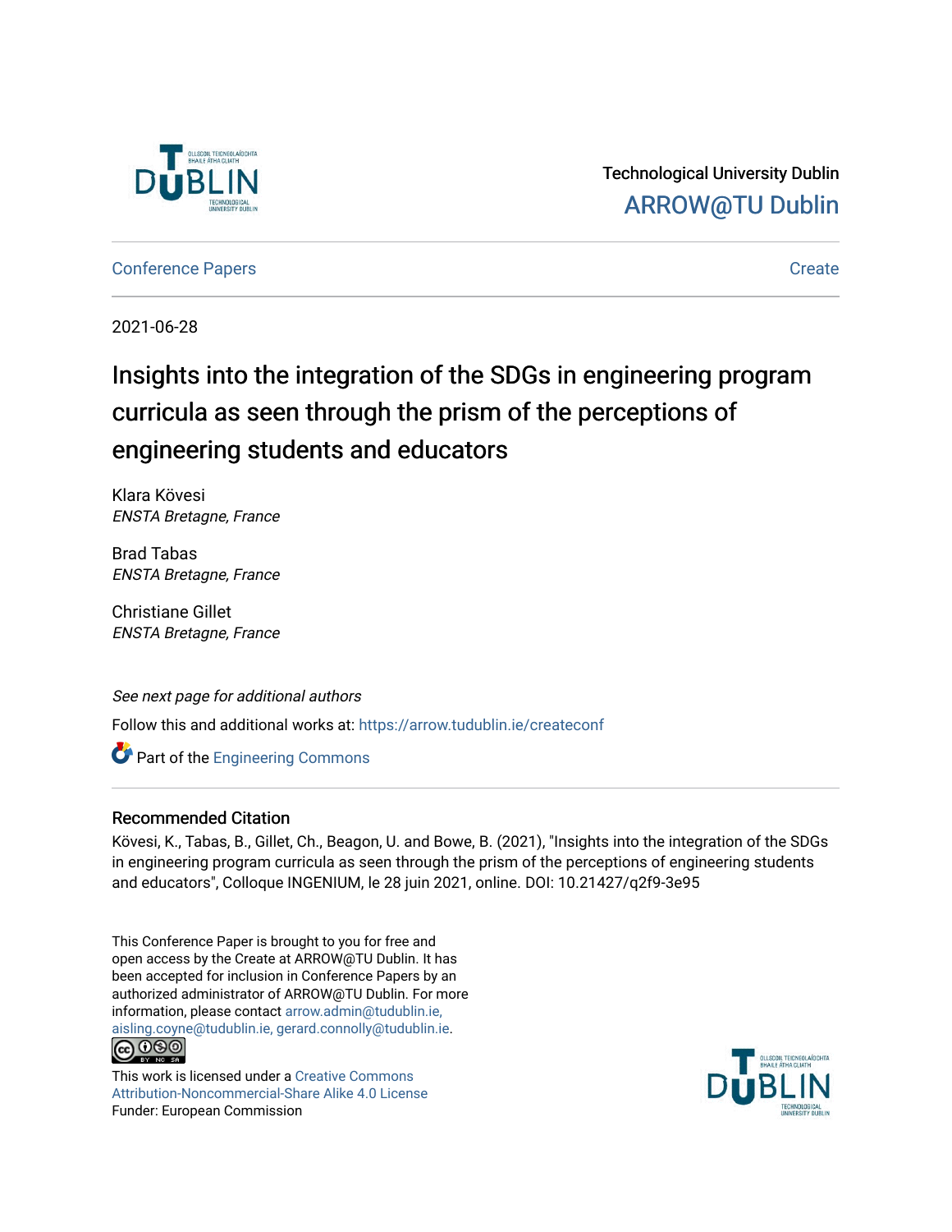Technological University Dublin

ARROW@TU Dublin

Conference Papers | Create

2021-06-28

# Insights into the integration of the SDGs in engineering program curricula as seen through the prism of the perceptions of engineering students and educators

Klara Kövesi
*ENSTA Bretagne, France*

Brad Tabas
*ENSTA Bretagne, France*

Christiane Gillet
*ENSTA Bretagne, France*

*See next page for additional authors*

Follow this and additional works at: https://arrow.tudublin.ie/createconf

Part of the Engineering Commons

## Recommended Citation

Kövesi, K., Tabas, B., Gillet, Ch., Beagon, U. and Bowe, B. (2021), "Insights into the integration of the SDGs in engineering program curricula as seen through the prism of the perceptions of engineering students and educators", Colloque INGENIUM, le 28 juin 2021, online. DOI: 10.21427/q2f9-3e95

This Conference Paper is brought to you for free and open access by the Create at ARROW@TU Dublin. It has been accepted for inclusion in Conference Papers by an authorized administrator of ARROW@TU Dublin. For more information, please contact arrow.admin@tudublin.ie, aisling.coyne@tudublin.ie, gerard.connolly@tudublin.ie.

This work is licensed under a Creative Commons Attribution-Noncommercial-Share Alike 4.0 License
Funder: European Commission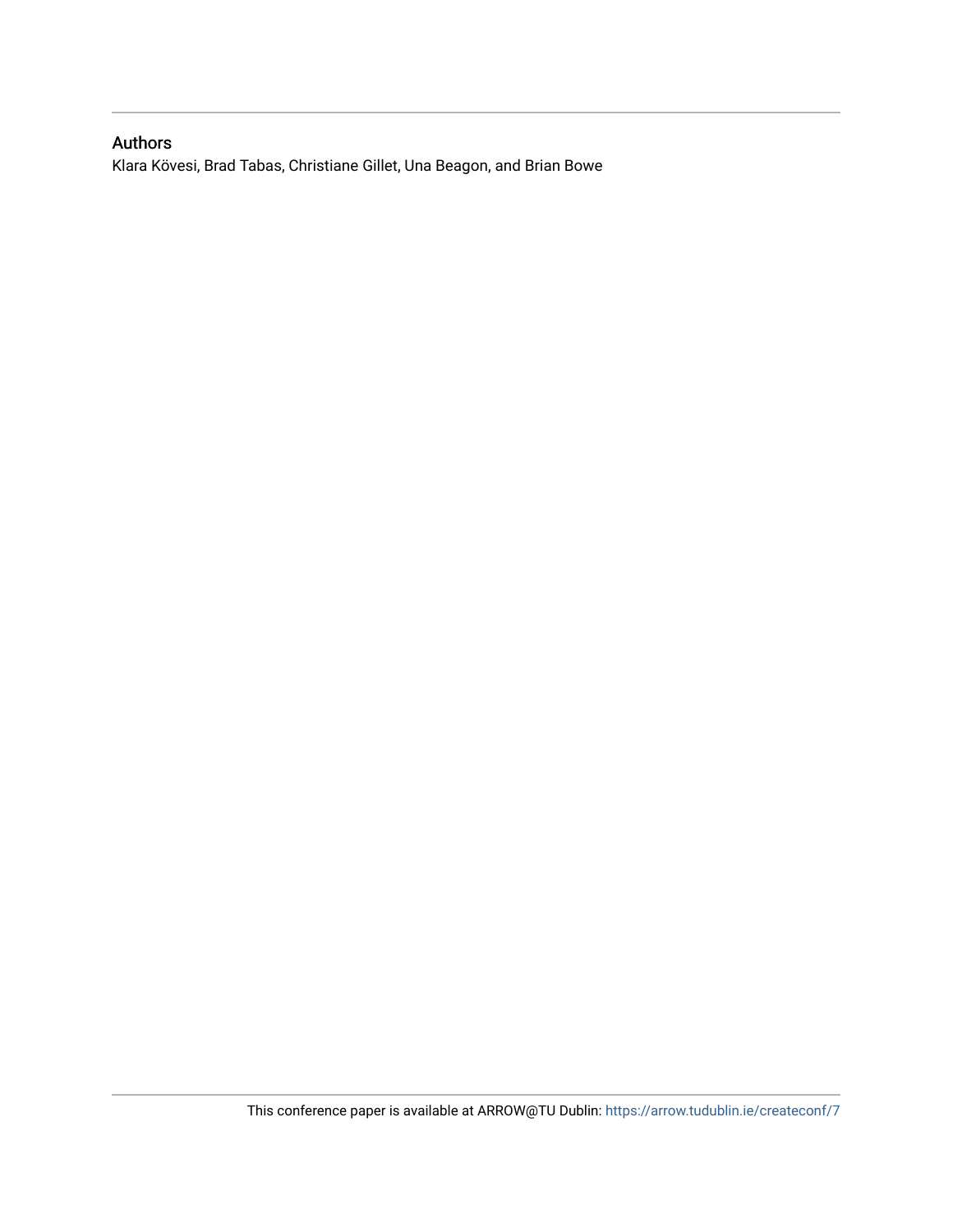## Authors

Klara Kövesi, Brad Tabas, Christiane Gillet, Una Beagon, and Brian Bowe

This conference paper is available at ARROW@TU Dublin: https://arrow.tudublin.ie/createconf/7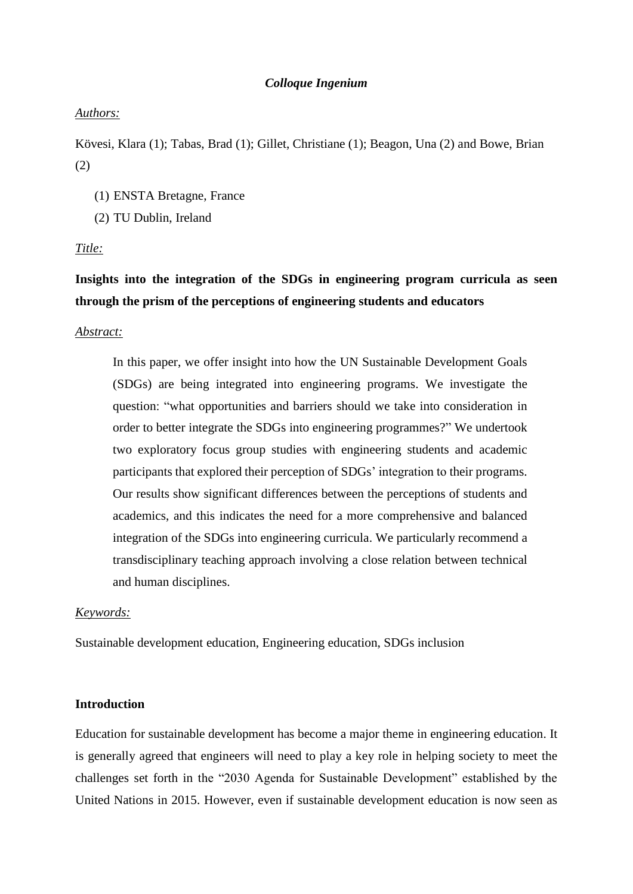***Colloque Ingenium***

*Authors:*

Kövesi, Klara (1); Tabas, Brad (1); Gillet, Christiane (1); Beagon, Una (2) and Bowe, Brian (2)

(1) ENSTA Bretagne, France
(2) TU Dublin, Ireland

*Title:*

**Insights into the integration of the SDGs in engineering program curricula as seen through the prism of the perceptions of engineering students and educators**

*Abstract:*

> In this paper, we offer insight into how the UN Sustainable Development Goals (SDGs) are being integrated into engineering programs. We investigate the question: "what opportunities and barriers should we take into consideration in order to better integrate the SDGs into engineering programmes?" We undertook two exploratory focus group studies with engineering students and academic participants that explored their perception of SDGs' integration to their programs. Our results show significant differences between the perceptions of students and academics, and this indicates the need for a more comprehensive and balanced integration of the SDGs into engineering curricula. We particularly recommend a transdisciplinary teaching approach involving a close relation between technical and human disciplines.

*Keywords:*

Sustainable development education, Engineering education, SDGs inclusion

## Introduction

Education for sustainable development has become a major theme in engineering education. It is generally agreed that engineers will need to play a key role in helping society to meet the challenges set forth in the "2030 Agenda for Sustainable Development" established by the United Nations in 2015. However, even if sustainable development education is now seen as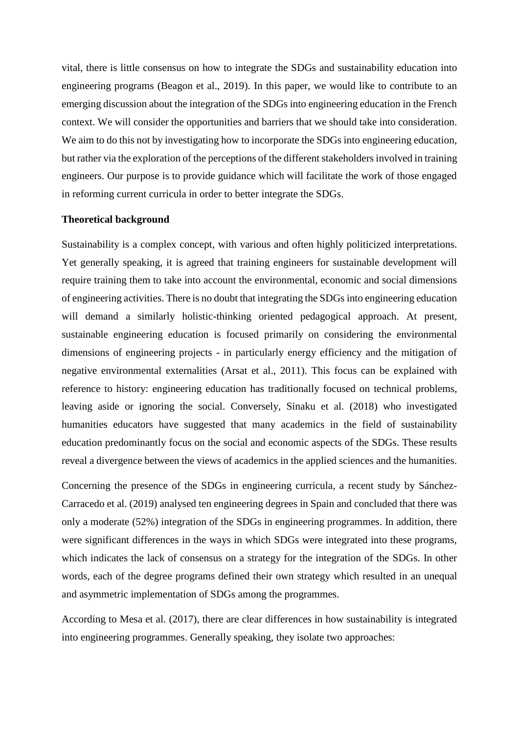vital, there is little consensus on how to integrate the SDGs and sustainability education into engineering programs (Beagon et al., 2019). In this paper, we would like to contribute to an emerging discussion about the integration of the SDGs into engineering education in the French context. We will consider the opportunities and barriers that we should take into consideration. We aim to do this not by investigating how to incorporate the SDGs into engineering education, but rather via the exploration of the perceptions of the different stakeholders involved in training engineers. Our purpose is to provide guidance which will facilitate the work of those engaged in reforming current curricula in order to better integrate the SDGs.

**Theoretical background**

Sustainability is a complex concept, with various and often highly politicized interpretations. Yet generally speaking, it is agreed that training engineers for sustainable development will require training them to take into account the environmental, economic and social dimensions of engineering activities. There is no doubt that integrating the SDGs into engineering education will demand a similarly holistic-thinking oriented pedagogical approach. At present, sustainable engineering education is focused primarily on considering the environmental dimensions of engineering projects - in particularly energy efficiency and the mitigation of negative environmental externalities (Arsat et al., 2011). This focus can be explained with reference to history: engineering education has traditionally focused on technical problems, leaving aside or ignoring the social. Conversely, Sinaku et al. (2018) who investigated humanities educators have suggested that many academics in the field of sustainability education predominantly focus on the social and economic aspects of the SDGs. These results reveal a divergence between the views of academics in the applied sciences and the humanities.

Concerning the presence of the SDGs in engineering curricula, a recent study by Sánchez-Carracedo et al. (2019) analysed ten engineering degrees in Spain and concluded that there was only a moderate (52%) integration of the SDGs in engineering programmes. In addition, there were significant differences in the ways in which SDGs were integrated into these programs, which indicates the lack of consensus on a strategy for the integration of the SDGs. In other words, each of the degree programs defined their own strategy which resulted in an unequal and asymmetric implementation of SDGs among the programmes.

According to Mesa et al. (2017), there are clear differences in how sustainability is integrated into engineering programmes. Generally speaking, they isolate two approaches: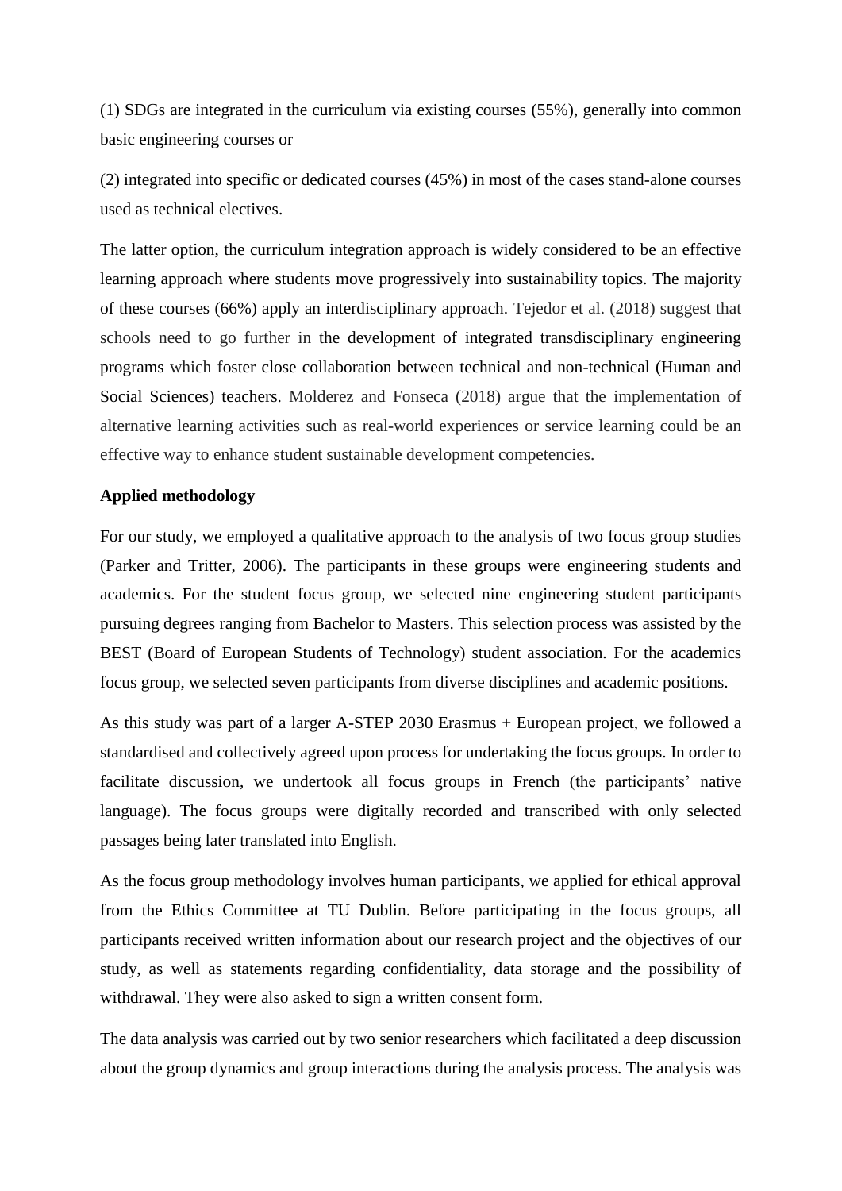(1) SDGs are integrated in the curriculum via existing courses (55%), generally into common basic engineering courses or

(2) integrated into specific or dedicated courses (45%) in most of the cases stand-alone courses used as technical electives.

The latter option, the curriculum integration approach is widely considered to be an effective learning approach where students move progressively into sustainability topics. The majority of these courses (66%) apply an interdisciplinary approach. Tejedor et al. (2018) suggest that schools need to go further in the development of integrated transdisciplinary engineering programs which foster close collaboration between technical and non-technical (Human and Social Sciences) teachers. Molderez and Fonseca (2018) argue that the implementation of alternative learning activities such as real-world experiences or service learning could be an effective way to enhance student sustainable development competencies.

**Applied methodology**

For our study, we employed a qualitative approach to the analysis of two focus group studies (Parker and Tritter, 2006). The participants in these groups were engineering students and academics. For the student focus group, we selected nine engineering student participants pursuing degrees ranging from Bachelor to Masters. This selection process was assisted by the BEST (Board of European Students of Technology) student association. For the academics focus group, we selected seven participants from diverse disciplines and academic positions.

As this study was part of a larger A-STEP 2030 Erasmus + European project, we followed a standardised and collectively agreed upon process for undertaking the focus groups. In order to facilitate discussion, we undertook all focus groups in French (the participants' native language). The focus groups were digitally recorded and transcribed with only selected passages being later translated into English.

As the focus group methodology involves human participants, we applied for ethical approval from the Ethics Committee at TU Dublin. Before participating in the focus groups, all participants received written information about our research project and the objectives of our study, as well as statements regarding confidentiality, data storage and the possibility of withdrawal. They were also asked to sign a written consent form.

The data analysis was carried out by two senior researchers which facilitated a deep discussion about the group dynamics and group interactions during the analysis process. The analysis was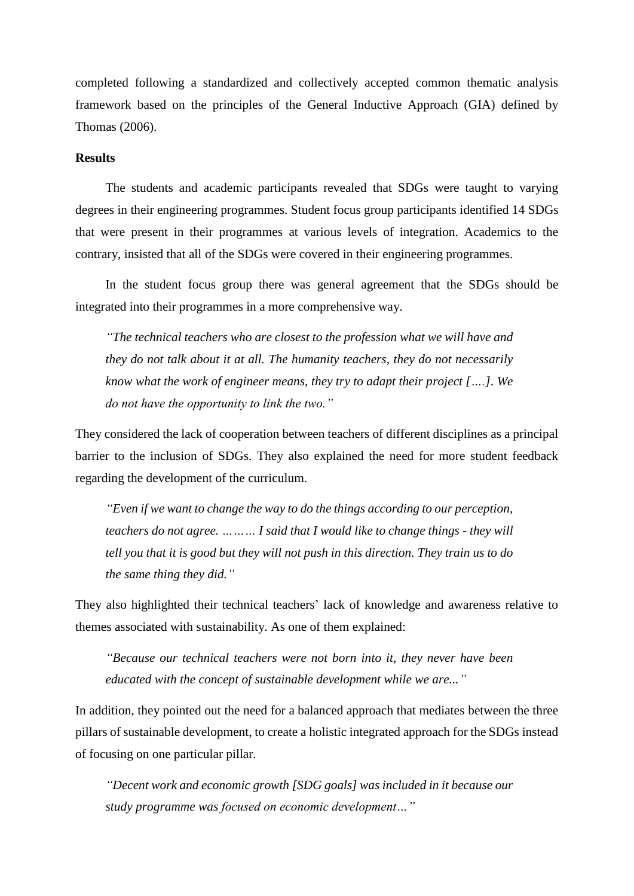completed following a standardized and collectively accepted common thematic analysis framework based on the principles of the General Inductive Approach (GIA) defined by Thomas (2006).

**Results**

The students and academic participants revealed that SDGs were taught to varying degrees in their engineering programmes. Student focus group participants identified 14 SDGs that were present in their programmes at various levels of integration. Academics to the contrary, insisted that all of the SDGs were covered in their engineering programmes.

In the student focus group there was general agreement that the SDGs should be integrated into their programmes in a more comprehensive way.

> *"The technical teachers who are closest to the profession what we will have and they do not talk about it at all. The humanity teachers, they do not necessarily know what the work of engineer means, they try to adapt their project [….]. We do not have the opportunity to link the two."*

They considered the lack of cooperation between teachers of different disciplines as a principal barrier to the inclusion of SDGs. They also explained the need for more student feedback regarding the development of the curriculum.

> *"Even if we want to change the way to do the things according to our perception, teachers do not agree. ……… I said that I would like to change things - they will tell you that it is good but they will not push in this direction. They train us to do the same thing they did."*

They also highlighted their technical teachers' lack of knowledge and awareness relative to themes associated with sustainability. As one of them explained:

> *"Because our technical teachers were not born into it, they never have been educated with the concept of sustainable development while we are..."*

In addition, they pointed out the need for a balanced approach that mediates between the three pillars of sustainable development, to create a holistic integrated approach for the SDGs instead of focusing on one particular pillar.

> *"Decent work and economic growth [SDG goals] was included in it because our study programme was focused on economic development…"*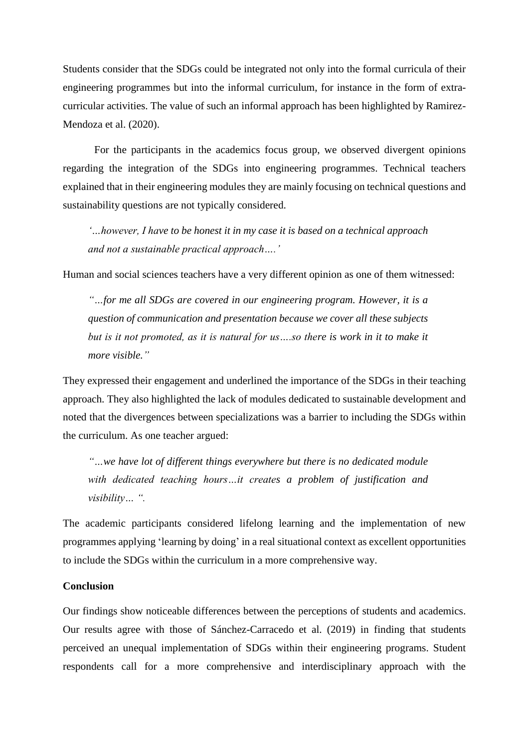Students consider that the SDGs could be integrated not only into the formal curricula of their engineering programmes but into the informal curriculum, for instance in the form of extra-curricular activities. The value of such an informal approach has been highlighted by Ramirez-Mendoza et al. (2020).

For the participants in the academics focus group, we observed divergent opinions regarding the integration of the SDGs into engineering programmes. Technical teachers explained that in their engineering modules they are mainly focusing on technical questions and sustainability questions are not typically considered.

> *'…however, I have to be honest it in my case it is based on a technical approach and not a sustainable practical approach….'*

Human and social sciences teachers have a very different opinion as one of them witnessed:

> *"…for me all SDGs are covered in our engineering program. However, it is a question of communication and presentation because we cover all these subjects but is it not promoted, as it is natural for us….so there is work in it to make it more visible."*

They expressed their engagement and underlined the importance of the SDGs in their teaching approach. They also highlighted the lack of modules dedicated to sustainable development and noted that the divergences between specializations was a barrier to including the SDGs within the curriculum. As one teacher argued:

> *"…we have lot of different things everywhere but there is no dedicated module with dedicated teaching hours…it creates a problem of justification and visibility… ".*

The academic participants considered lifelong learning and the implementation of new programmes applying 'learning by doing' in a real situational context as excellent opportunities to include the SDGs within the curriculum in a more comprehensive way.

**Conclusion**

Our findings show noticeable differences between the perceptions of students and academics. Our results agree with those of Sánchez-Carracedo et al. (2019) in finding that students perceived an unequal implementation of SDGs within their engineering programs. Student respondents call for a more comprehensive and interdisciplinary approach with the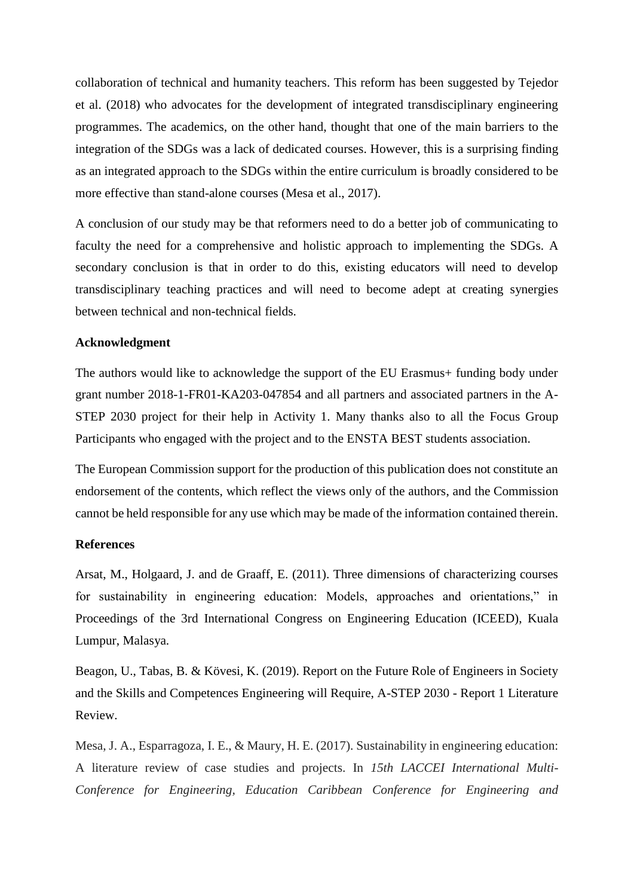collaboration of technical and humanity teachers. This reform has been suggested by Tejedor et al. (2018) who advocates for the development of integrated transdisciplinary engineering programmes. The academics, on the other hand, thought that one of the main barriers to the integration of the SDGs was a lack of dedicated courses. However, this is a surprising finding as an integrated approach to the SDGs within the entire curriculum is broadly considered to be more effective than stand-alone courses (Mesa et al., 2017).

A conclusion of our study may be that reformers need to do a better job of communicating to faculty the need for a comprehensive and holistic approach to implementing the SDGs. A secondary conclusion is that in order to do this, existing educators will need to develop transdisciplinary teaching practices and will need to become adept at creating synergies between technical and non-technical fields.

### Acknowledgment

The authors would like to acknowledge the support of the EU Erasmus+ funding body under grant number 2018-1-FR01-KA203-047854 and all partners and associated partners in the A-STEP 2030 project for their help in Activity 1. Many thanks also to all the Focus Group Participants who engaged with the project and to the ENSTA BEST students association.

The European Commission support for the production of this publication does not constitute an endorsement of the contents, which reflect the views only of the authors, and the Commission cannot be held responsible for any use which may be made of the information contained therein.

### References

Arsat, M., Holgaard, J. and de Graaff, E. (2011). Three dimensions of characterizing courses for sustainability in engineering education: Models, approaches and orientations," in Proceedings of the 3rd International Congress on Engineering Education (ICEED), Kuala Lumpur, Malasya.

Beagon, U., Tabas, B. & Kövesi, K. (2019). Report on the Future Role of Engineers in Society and the Skills and Competences Engineering will Require, A-STEP 2030 - Report 1 Literature Review.

Mesa, J. A., Esparragoza, I. E., & Maury, H. E. (2017). Sustainability in engineering education: A literature review of case studies and projects. In *15th LACCEI International Multi-Conference for Engineering, Education Caribbean Conference for Engineering and*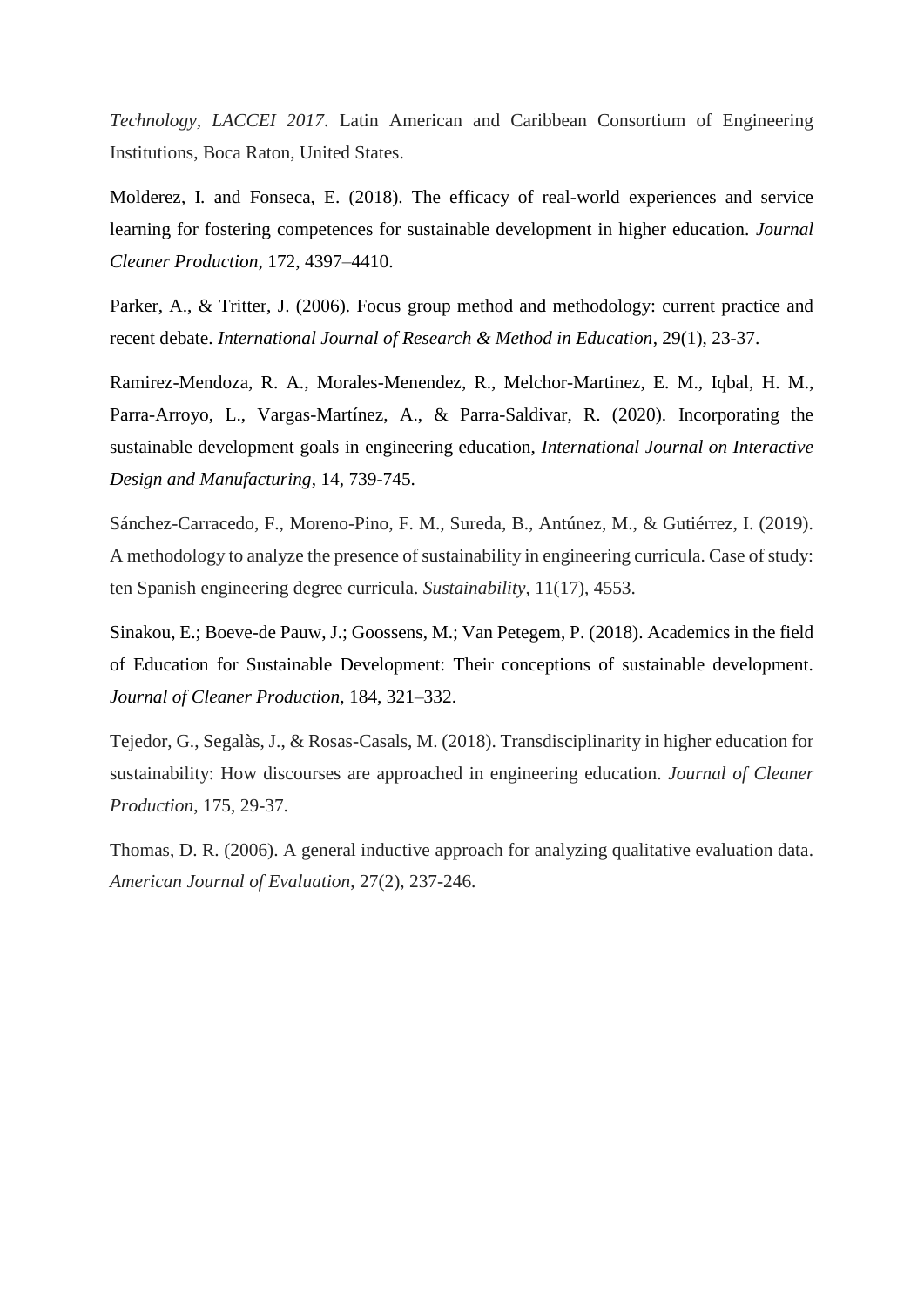*Technology, LACCEI 2017*. Latin American and Caribbean Consortium of Engineering Institutions, Boca Raton, United States.

Molderez, I. and Fonseca, E. (2018). The efficacy of real-world experiences and service learning for fostering competences for sustainable development in higher education. *Journal Cleaner Production*, 172, 4397–4410.

Parker, A., & Tritter, J. (2006). Focus group method and methodology: current practice and recent debate. *International Journal of Research & Method in Education*, 29(1), 23-37.

Ramirez-Mendoza, R. A., Morales-Menendez, R., Melchor-Martinez, E. M., Iqbal, H. M., Parra-Arroyo, L., Vargas-Martínez, A., & Parra-Saldivar, R. (2020). Incorporating the sustainable development goals in engineering education, *International Journal on Interactive Design and Manufacturing*, 14, 739-745.

Sánchez-Carracedo, F., Moreno-Pino, F. M., Sureda, B., Antúnez, M., & Gutiérrez, I. (2019). A methodology to analyze the presence of sustainability in engineering curricula. Case of study: ten Spanish engineering degree curricula. *Sustainability*, 11(17), 4553.

Sinakou, E.; Boeve-de Pauw, J.; Goossens, M.; Van Petegem, P. (2018). Academics in the field of Education for Sustainable Development: Their conceptions of sustainable development. *Journal of Cleaner Production*, 184, 321–332.

Tejedor, G., Segalàs, J., & Rosas-Casals, M. (2018). Transdisciplinarity in higher education for sustainability: How discourses are approached in engineering education. *Journal of Cleaner Production*, 175, 29-37.

Thomas, D. R. (2006). A general inductive approach for analyzing qualitative evaluation data. *American Journal of Evaluation*, 27(2), 237-246.